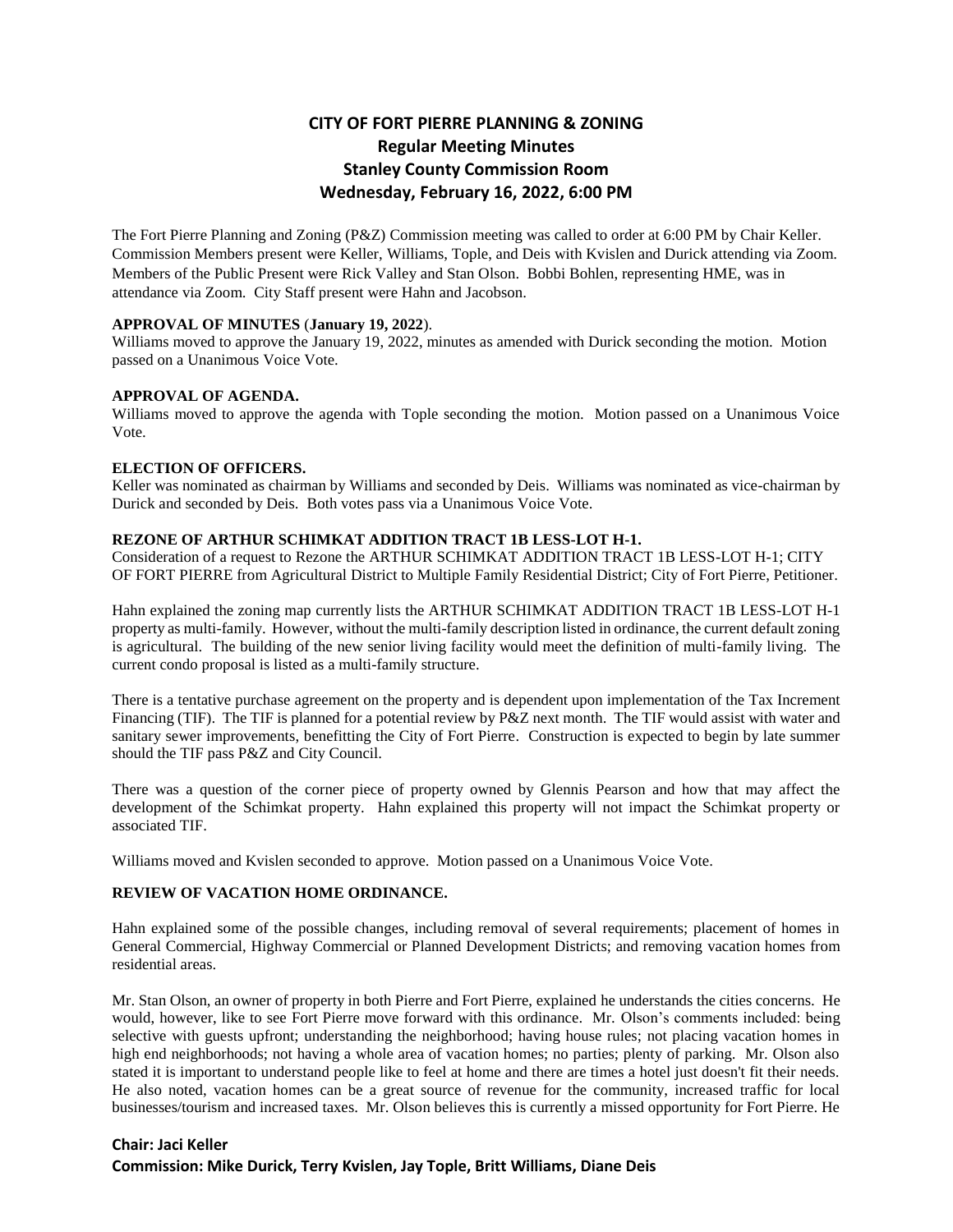# CITY OF FORT PIERRE PLANNING & ZONING
## Regular Meeting Minutes
## Stanley County Commission Room
## Wednesday, February 16, 2022, 6:00 PM

The Fort Pierre Planning and Zoning (P&Z) Commission meeting was called to order at 6:00 PM by Chair Keller. Commission Members present were Keller, Williams, Tople, and Deis with Kvislen and Durick attending via Zoom. Members of the Public Present were Rick Valley and Stan Olson. Bobbi Bohlen, representing HME, was in attendance via Zoom. City Staff present were Hahn and Jacobson.

**APPROVAL OF MINUTES** (**January 19, 2022**).

Williams moved to approve the January 19, 2022, minutes as amended with Durick seconding the motion. Motion passed on a Unanimous Voice Vote.

**APPROVAL OF AGENDA.**

Williams moved to approve the agenda with Tople seconding the motion. Motion passed on a Unanimous Voice Vote.

**ELECTION OF OFFICERS.**

Keller was nominated as chairman by Williams and seconded by Deis. Williams was nominated as vice-chairman by Durick and seconded by Deis. Both votes pass via a Unanimous Voice Vote.

**REZONE OF ARTHUR SCHIMKAT ADDITION TRACT 1B LESS-LOT H-1.**

Consideration of a request to Rezone the ARTHUR SCHIMKAT ADDITION TRACT 1B LESS-LOT H-1; CITY OF FORT PIERRE from Agricultural District to Multiple Family Residential District; City of Fort Pierre, Petitioner.

Hahn explained the zoning map currently lists the ARTHUR SCHIMKAT ADDITION TRACT 1B LESS-LOT H-1 property as multi-family. However, without the multi-family description listed in ordinance, the current default zoning is agricultural. The building of the new senior living facility would meet the definition of multi-family living. The current condo proposal is listed as a multi-family structure.

There is a tentative purchase agreement on the property and is dependent upon implementation of the Tax Increment Financing (TIF). The TIF is planned for a potential review by P&Z next month. The TIF would assist with water and sanitary sewer improvements, benefitting the City of Fort Pierre. Construction is expected to begin by late summer should the TIF pass P&Z and City Council.

There was a question of the corner piece of property owned by Glennis Pearson and how that may affect the development of the Schimkat property. Hahn explained this property will not impact the Schimkat property or associated TIF.

Williams moved and Kvislen seconded to approve. Motion passed on a Unanimous Voice Vote.

**REVIEW OF VACATION HOME ORDINANCE.**

Hahn explained some of the possible changes, including removal of several requirements; placement of homes in General Commercial, Highway Commercial or Planned Development Districts; and removing vacation homes from residential areas.

Mr. Stan Olson, an owner of property in both Pierre and Fort Pierre, explained he understands the cities concerns. He would, however, like to see Fort Pierre move forward with this ordinance. Mr. Olson's comments included: being selective with guests upfront; understanding the neighborhood; having house rules; not placing vacation homes in high end neighborhoods; not having a whole area of vacation homes; no parties; plenty of parking. Mr. Olson also stated it is important to understand people like to feel at home and there are times a hotel just doesn't fit their needs. He also noted, vacation homes can be a great source of revenue for the community, increased traffic for local businesses/tourism and increased taxes. Mr. Olson believes this is currently a missed opportunity for Fort Pierre. He

**Chair: Jaci Keller**
**Commission: Mike Durick, Terry Kvislen, Jay Tople, Britt Williams, Diane Deis**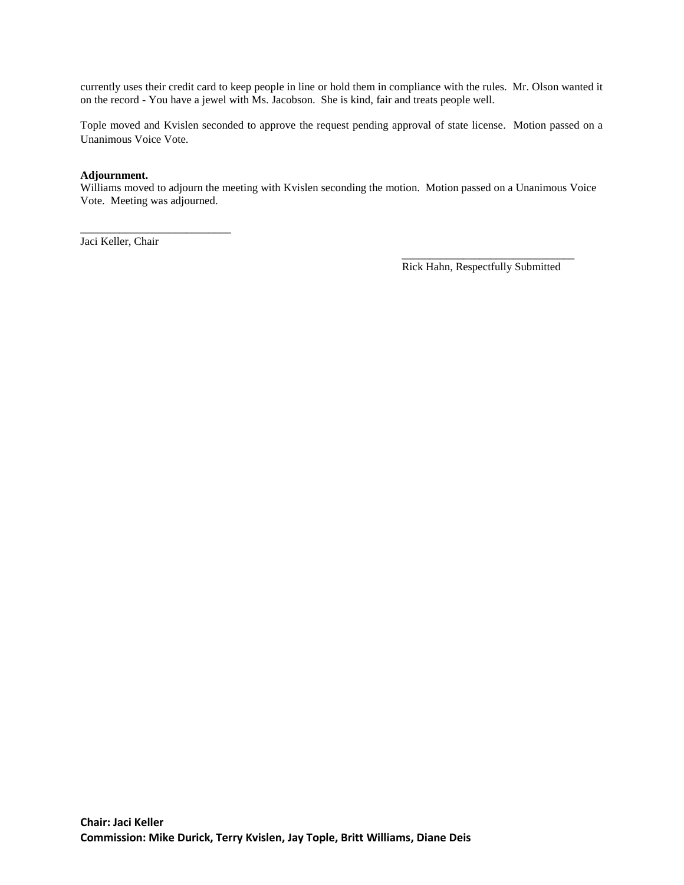currently uses their credit card to keep people in line or hold them in compliance with the rules. Mr. Olson wanted it on the record - You have a jewel with Ms. Jacobson. She is kind, fair and treats people well.

Tople moved and Kvislen seconded to approve the request pending approval of state license. Motion passed on a Unanimous Voice Vote.

**Adjournment.**
Williams moved to adjourn the meeting with Kvislen seconding the motion. Motion passed on a Unanimous Voice Vote. Meeting was adjourned.

___________________________
Jaci Keller, Chair

_______________________________
Rick Hahn, Respectfully Submitted

**Chair: Jaci Keller**
**Commission: Mike Durick, Terry Kvislen, Jay Tople, Britt Williams, Diane Deis**